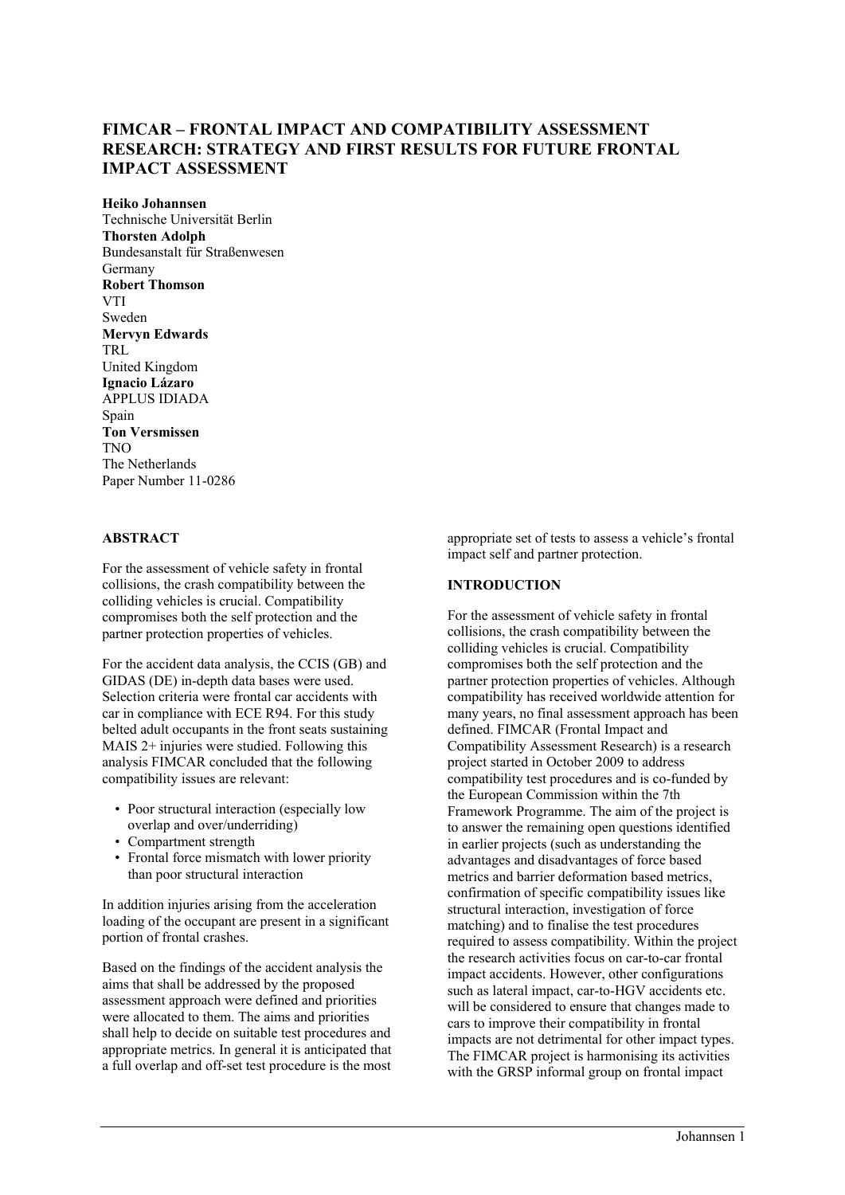# FIMCAR – FRONTAL IMPACT AND COMPATIBILITY ASSESSMENT RESEARCH: STRATEGY AND FIRST RESULTS FOR FUTURE FRONTAL IMPACT ASSESSMENT

**Heiko Johannsen**
Technische Universität Berlin
**Thorsten Adolph**
Bundesanstalt für Straßenwesen
Germany
**Robert Thomson**
VTI
Sweden
**Mervyn Edwards**
TRL
United Kingdom
**Ignacio Lázaro**
APPLUS IDIADA
Spain
**Ton Versmissen**
TNO
The Netherlands
Paper Number 11-0286

## ABSTRACT

For the assessment of vehicle safety in frontal collisions, the crash compatibility between the colliding vehicles is crucial. Compatibility compromises both the self protection and the partner protection properties of vehicles.

For the accident data analysis, the CCIS (GB) and GIDAS (DE) in-depth data bases were used. Selection criteria were frontal car accidents with car in compliance with ECE R94. For this study belted adult occupants in the front seats sustaining MAIS 2+ injuries were studied. Following this analysis FIMCAR concluded that the following compatibility issues are relevant:

- Poor structural interaction (especially low overlap and over/underriding)
- Compartment strength
- Frontal force mismatch with lower priority than poor structural interaction

In addition injuries arising from the acceleration loading of the occupant are present in a significant portion of frontal crashes.

Based on the findings of the accident analysis the aims that shall be addressed by the proposed assessment approach were defined and priorities were allocated to them. The aims and priorities shall help to decide on suitable test procedures and appropriate metrics. In general it is anticipated that a full overlap and off-set test procedure is the most appropriate set of tests to assess a vehicle's frontal impact self and partner protection.

## INTRODUCTION

For the assessment of vehicle safety in frontal collisions, the crash compatibility between the colliding vehicles is crucial. Compatibility compromises both the self protection and the partner protection properties of vehicles. Although compatibility has received worldwide attention for many years, no final assessment approach has been defined. FIMCAR (Frontal Impact and Compatibility Assessment Research) is a research project started in October 2009 to address compatibility test procedures and is co-funded by the European Commission within the 7th Framework Programme. The aim of the project is to answer the remaining open questions identified in earlier projects (such as understanding the advantages and disadvantages of force based metrics and barrier deformation based metrics, confirmation of specific compatibility issues like structural interaction, investigation of force matching) and to finalise the test procedures required to assess compatibility. Within the project the research activities focus on car-to-car frontal impact accidents. However, other configurations such as lateral impact, car-to-HGV accidents etc. will be considered to ensure that changes made to cars to improve their compatibility in frontal impacts are not detrimental for other impact types. The FIMCAR project is harmonising its activities with the GRSP informal group on frontal impact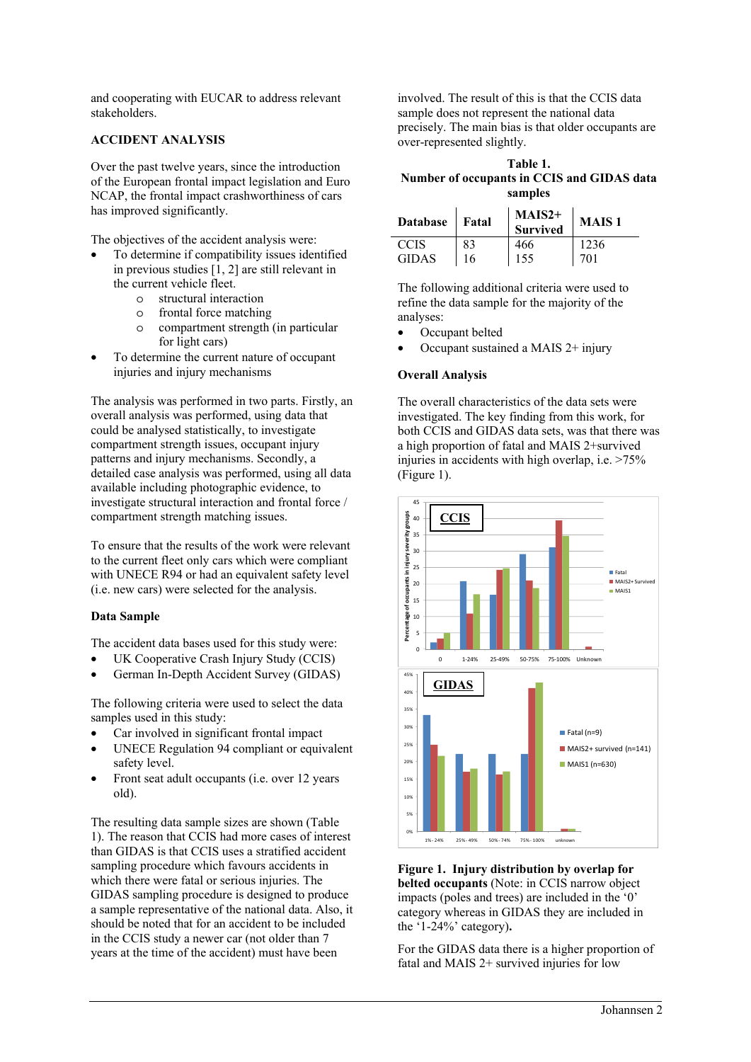and cooperating with EUCAR to address relevant stakeholders.

## ACCIDENT ANALYSIS

Over the past twelve years, since the introduction of the European frontal impact legislation and Euro NCAP, the frontal impact crashworthiness of cars has improved significantly.

The objectives of the accident analysis were:

- To determine if compatibility issues identified in previous studies [1, 2] are still relevant in the current vehicle fleet.
    - structural interaction
    - frontal force matching
    - compartment strength (in particular for light cars)
- To determine the current nature of occupant injuries and injury mechanisms

The analysis was performed in two parts. Firstly, an overall analysis was performed, using data that could be analysed statistically, to investigate compartment strength issues, occupant injury patterns and injury mechanisms. Secondly, a detailed case analysis was performed, using all data available including photographic evidence, to investigate structural interaction and frontal force / compartment strength matching issues.

To ensure that the results of the work were relevant to the current fleet only cars which were compliant with UNECE R94 or had an equivalent safety level (i.e. new cars) were selected for the analysis.

### Data Sample

The accident data bases used for this study were:

- UK Cooperative Crash Injury Study (CCIS)
- German In-Depth Accident Survey (GIDAS)

The following criteria were used to select the data samples used in this study:

- Car involved in significant frontal impact
- UNECE Regulation 94 compliant or equivalent safety level.
- Front seat adult occupants (i.e. over 12 years old).

The resulting data sample sizes are shown (Table 1). The reason that CCIS had more cases of interest than GIDAS is that CCIS uses a stratified accident sampling procedure which favours accidents in which there were fatal or serious injuries. The GIDAS sampling procedure is designed to produce a sample representative of the national data. Also, it should be noted that for an accident to be included in the CCIS study a newer car (not older than 7 years at the time of the accident) must have been involved. The result of this is that the CCIS data sample does not represent the national data precisely. The main bias is that older occupants are over-represented slightly.

**Table 1. Number of occupants in CCIS and GIDAS data samples**

| Database | Fatal | MAIS2+ Survived | MAIS 1 |
|---|---|---|---|
| CCIS | 83 | 466 | 1236 |
| GIDAS | 16 | 155 | 701 |

The following additional criteria were used to refine the data sample for the majority of the analyses:

- Occupant belted
- Occupant sustained a MAIS 2+ injury

### Overall Analysis

The overall characteristics of the data sets were investigated. The key finding from this work, for both CCIS and GIDAS data sets, was that there was a high proportion of fatal and MAIS 2+survived injuries in accidents with high overlap, i.e. >75% (Figure 1).

**Figure 1. Injury distribution by overlap for belted occupants** (Note: in CCIS narrow object impacts (poles and trees) are included in the '0' category whereas in GIDAS they are included in the '1-24%' category)**.**

For the GIDAS data there is a higher proportion of fatal and MAIS 2+ survived injuries for low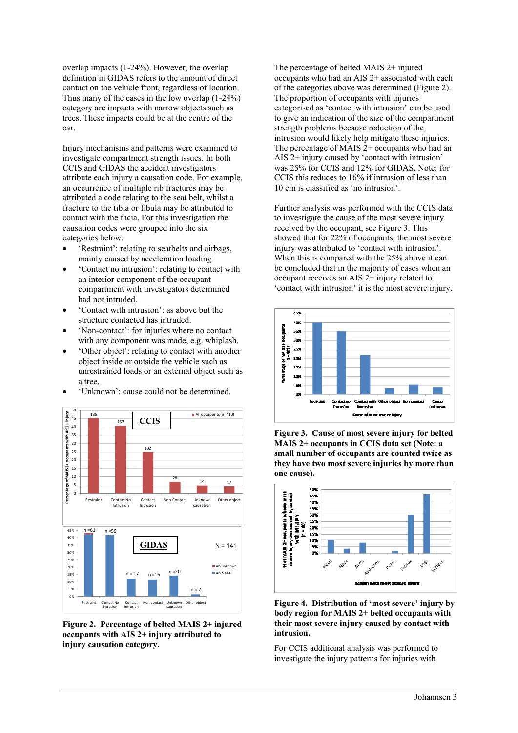overlap impacts (1-24%). However, the overlap definition in GIDAS refers to the amount of direct contact on the vehicle front, regardless of location. Thus many of the cases in the low overlap (1-24%) category are impacts with narrow objects such as trees. These impacts could be at the centre of the car.

Injury mechanisms and patterns were examined to investigate compartment strength issues. In both CCIS and GIDAS the accident investigators attribute each injury a causation code. For example, an occurrence of multiple rib fractures may be attributed a code relating to the seat belt, whilst a fracture to the tibia or fibula may be attributed to contact with the facia. For this investigation the causation codes were grouped into the six categories below:

- 'Restraint': relating to seatbelts and airbags, mainly caused by acceleration loading
- 'Contact no intrusion': relating to contact with an interior component of the occupant compartment with investigators determined had not intruded.
- 'Contact with intrusion': as above but the structure contacted has intruded.
- 'Non-contact': for injuries where no contact with any component was made, e.g. whiplash.
- 'Other object': relating to contact with another object inside or outside the vehicle such as unrestrained loads or an external object such as a tree.
- 'Unknown': cause could not be determined.

**Figure 2. Percentage of belted MAIS 2+ injured occupants with AIS 2+ injury attributed to injury causation category.**

The percentage of belted MAIS 2+ injured occupants who had an AIS 2+ associated with each of the categories above was determined (Figure 2). The proportion of occupants with injuries categorised as 'contact with intrusion' can be used to give an indication of the size of the compartment strength problems because reduction of the intrusion would likely help mitigate these injuries. The percentage of MAIS 2+ occupants who had an AIS 2+ injury caused by 'contact with intrusion' was 25% for CCIS and 12% for GIDAS. Note: for CCIS this reduces to 16% if intrusion of less than 10 cm is classified as 'no intrusion'.

Further analysis was performed with the CCIS data to investigate the cause of the most severe injury received by the occupant, see Figure 3. This showed that for 22% of occupants, the most severe injury was attributed to 'contact with intrusion'. When this is compared with the 25% above it can be concluded that in the majority of cases when an occupant receives an AIS 2+ injury related to 'contact with intrusion' it is the most severe injury.

**Figure 3. Cause of most severe injury for belted MAIS 2+ occupants in CCIS data set (Note: a small number of occupants are counted twice as they have two most severe injuries by more than one cause).**

**Figure 4. Distribution of 'most severe' injury by body region for MAIS 2+ belted occupants with their most severe injury caused by contact with intrusion.**

For CCIS additional analysis was performed to investigate the injury patterns for injuries with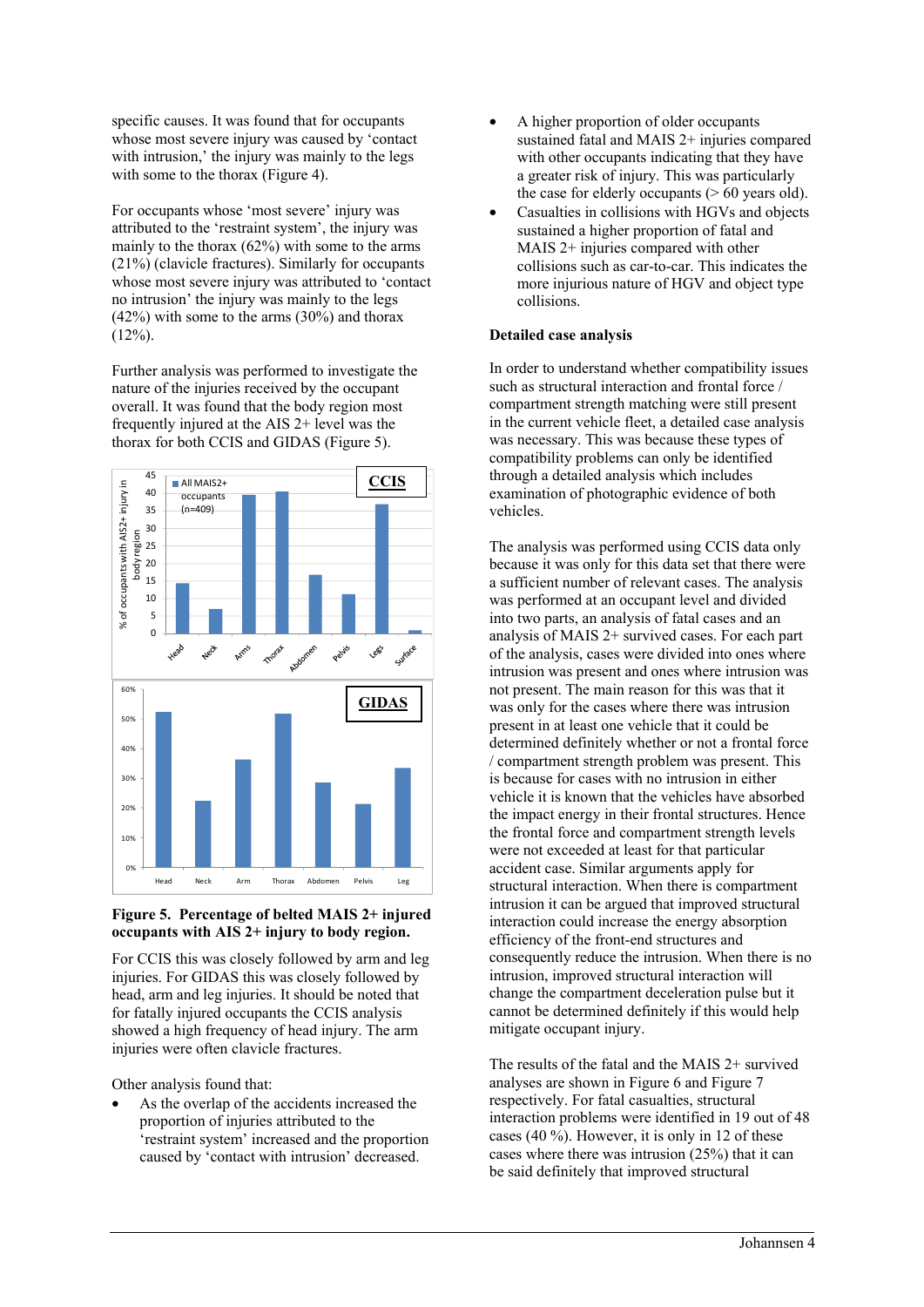specific causes. It was found that for occupants whose most severe injury was caused by 'contact with intrusion,' the injury was mainly to the legs with some to the thorax (Figure 4).

For occupants whose 'most severe' injury was attributed to the 'restraint system', the injury was mainly to the thorax (62%) with some to the arms (21%) (clavicle fractures). Similarly for occupants whose most severe injury was attributed to 'contact no intrusion' the injury was mainly to the legs (42%) with some to the arms (30%) and thorax (12%).

Further analysis was performed to investigate the nature of the injuries received by the occupant overall. It was found that the body region most frequently injured at the AIS 2+ level was the thorax for both CCIS and GIDAS (Figure 5).

**Figure 5. Percentage of belted MAIS 2+ injured occupants with AIS 2+ injury to body region.**

For CCIS this was closely followed by arm and leg injuries. For GIDAS this was closely followed by head, arm and leg injuries. It should be noted that for fatally injured occupants the CCIS analysis showed a high frequency of head injury. The arm injuries were often clavicle fractures.

Other analysis found that:

- As the overlap of the accidents increased the proportion of injuries attributed to the 'restraint system' increased and the proportion caused by 'contact with intrusion' decreased.
- A higher proportion of older occupants sustained fatal and MAIS 2+ injuries compared with other occupants indicating that they have a greater risk of injury. This was particularly the case for elderly occupants (> 60 years old).
- Casualties in collisions with HGVs and objects sustained a higher proportion of fatal and MAIS 2+ injuries compared with other collisions such as car-to-car. This indicates the more injurious nature of HGV and object type collisions.

### Detailed case analysis

In order to understand whether compatibility issues such as structural interaction and frontal force / compartment strength matching were still present in the current vehicle fleet, a detailed case analysis was necessary. This was because these types of compatibility problems can only be identified through a detailed analysis which includes examination of photographic evidence of both vehicles.

The analysis was performed using CCIS data only because it was only for this data set that there were a sufficient number of relevant cases. The analysis was performed at an occupant level and divided into two parts, an analysis of fatal cases and an analysis of MAIS 2+ survived cases. For each part of the analysis, cases were divided into ones where intrusion was present and ones where intrusion was not present. The main reason for this was that it was only for the cases where there was intrusion present in at least one vehicle that it could be determined definitely whether or not a frontal force / compartment strength problem was present. This is because for cases with no intrusion in either vehicle it is known that the vehicles have absorbed the impact energy in their frontal structures. Hence the frontal force and compartment strength levels were not exceeded at least for that particular accident case. Similar arguments apply for structural interaction. When there is compartment intrusion it can be argued that improved structural interaction could increase the energy absorption efficiency of the front-end structures and consequently reduce the intrusion. When there is no intrusion, improved structural interaction will change the compartment deceleration pulse but it cannot be determined definitely if this would help mitigate occupant injury.

The results of the fatal and the MAIS 2+ survived analyses are shown in Figure 6 and Figure 7 respectively. For fatal casualties, structural interaction problems were identified in 19 out of 48 cases (40 %). However, it is only in 12 of these cases where there was intrusion (25%) that it can be said definitely that improved structural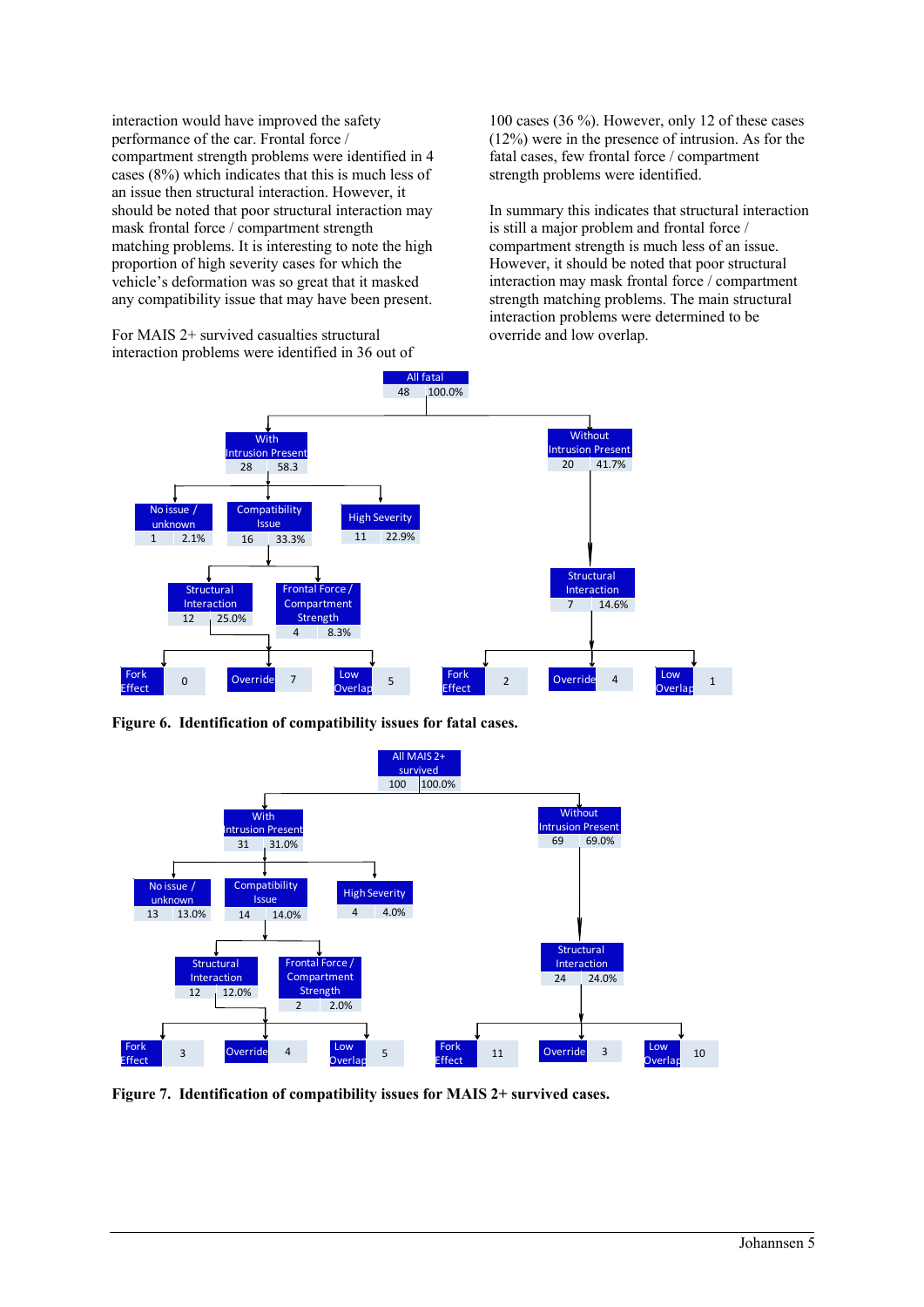interaction would have improved the safety performance of the car. Frontal force / compartment strength problems were identified in 4 cases (8%) which indicates that this is much less of an issue then structural interaction. However, it should be noted that poor structural interaction may mask frontal force / compartment strength matching problems. It is interesting to note the high proportion of high severity cases for which the vehicle's deformation was so great that it masked any compatibility issue that may have been present.

For MAIS 2+ survived casualties structural interaction problems were identified in 36 out of 100 cases (36 %). However, only 12 of these cases (12%) were in the presence of intrusion. As for the fatal cases, few frontal force / compartment strength problems were identified.

In summary this indicates that structural interaction is still a major problem and frontal force / compartment strength is much less of an issue. However, it should be noted that poor structural interaction may mask frontal force / compartment strength matching problems. The main structural interaction problems were determined to be override and low overlap.

- All fatal: 48 (100.0%)
  - With Intrusion Present: 28 (58.3)
    - No issue / unknown: 1 (2.1%)
    - Compatibility Issue: 16 (33.3%)
      - Structural Interaction: 12 (25.0%)
        - Fork Effect: 0
        - Override: 7
        - Low Overlap: 5
      - Frontal Force / Compartment Strength: 4 (8.3%)
    - High Severity: 11 (22.9%)
  - Without Intrusion Present: 20 (41.7%)
    - Structural Interaction: 7 (14.6%)
      - Fork Effect: 2
      - Override: 4
      - Low Overlap: 1

**Figure 6. Identification of compatibility issues for fatal cases.**

- All MAIS 2+ survived: 100 (100.0%)
  - With Intrusion Present: 31 (31.0%)
    - No issue / unknown: 13 (13.0%)
    - Compatibility Issue: 14 (14.0%)
      - Structural Interaction: 12 (12.0%)
        - Fork Effect: 3
        - Override: 4
        - Low Overlap: 5
      - Frontal Force / Compartment Strength: 2 (2.0%)
    - High Severity: 4 (4.0%)
  - Without Intrusion Present: 69 (69.0%)
    - Structural Interaction: 24 (24.0%)
      - Fork Effect: 11
      - Override: 3
      - Low Overlap: 10

**Figure 7. Identification of compatibility issues for MAIS 2+ survived cases.**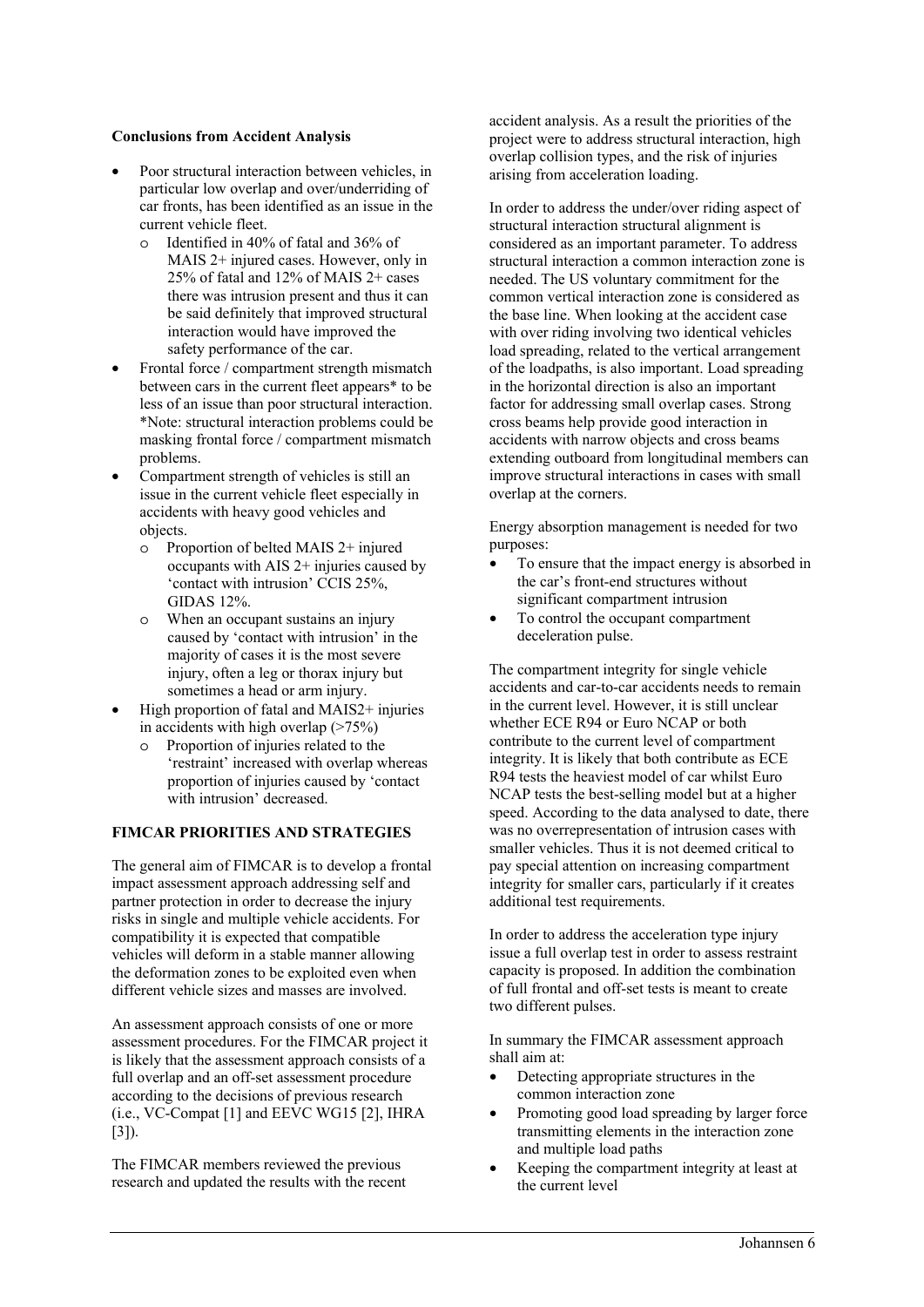**Conclusions from Accident Analysis**

- Poor structural interaction between vehicles, in particular low overlap and over/underriding of car fronts, has been identified as an issue in the current vehicle fleet.
  - Identified in 40% of fatal and 36% of MAIS 2+ injured cases. However, only in 25% of fatal and 12% of MAIS 2+ cases there was intrusion present and thus it can be said definitely that improved structural interaction would have improved the safety performance of the car.
- Frontal force / compartment strength mismatch between cars in the current fleet appears* to be less of an issue than poor structural interaction. *Note: structural interaction problems could be masking frontal force / compartment mismatch problems.
- Compartment strength of vehicles is still an issue in the current vehicle fleet especially in accidents with heavy good vehicles and objects.
  - Proportion of belted MAIS 2+ injured occupants with AIS 2+ injuries caused by 'contact with intrusion' CCIS 25%, GIDAS 12%.
  - When an occupant sustains an injury caused by 'contact with intrusion' in the majority of cases it is the most severe injury, often a leg or thorax injury but sometimes a head or arm injury.
- High proportion of fatal and MAIS2+ injuries in accidents with high overlap (>75%)
  - Proportion of injuries related to the 'restraint' increased with overlap whereas proportion of injuries caused by 'contact with intrusion' decreased.

## FIMCAR PRIORITIES AND STRATEGIES

The general aim of FIMCAR is to develop a frontal impact assessment approach addressing self and partner protection in order to decrease the injury risks in single and multiple vehicle accidents. For compatibility it is expected that compatible vehicles will deform in a stable manner allowing the deformation zones to be exploited even when different vehicle sizes and masses are involved.

An assessment approach consists of one or more assessment procedures. For the FIMCAR project it is likely that the assessment approach consists of a full overlap and an off-set assessment procedure according to the decisions of previous research (i.e., VC-Compat [1] and EEVC WG15 [2], IHRA [3]).

The FIMCAR members reviewed the previous research and updated the results with the recent accident analysis. As a result the priorities of the project were to address structural interaction, high overlap collision types, and the risk of injuries arising from acceleration loading.

In order to address the under/over riding aspect of structural interaction structural alignment is considered as an important parameter. To address structural interaction a common interaction zone is needed. The US voluntary commitment for the common vertical interaction zone is considered as the base line. When looking at the accident case with over riding involving two identical vehicles load spreading, related to the vertical arrangement of the loadpaths, is also important. Load spreading in the horizontal direction is also an important factor for addressing small overlap cases. Strong cross beams help provide good interaction in accidents with narrow objects and cross beams extending outboard from longitudinal members can improve structural interactions in cases with small overlap at the corners.

Energy absorption management is needed for two purposes:

- To ensure that the impact energy is absorbed in the car's front-end structures without significant compartment intrusion
- To control the occupant compartment deceleration pulse.

The compartment integrity for single vehicle accidents and car-to-car accidents needs to remain in the current level. However, it is still unclear whether ECE R94 or Euro NCAP or both contribute to the current level of compartment integrity. It is likely that both contribute as ECE R94 tests the heaviest model of car whilst Euro NCAP tests the best-selling model but at a higher speed. According to the data analysed to date, there was no overrepresentation of intrusion cases with smaller vehicles. Thus it is not deemed critical to pay special attention on increasing compartment integrity for smaller cars, particularly if it creates additional test requirements.

In order to address the acceleration type injury issue a full overlap test in order to assess restraint capacity is proposed. In addition the combination of full frontal and off-set tests is meant to create two different pulses.

In summary the FIMCAR assessment approach shall aim at:

- Detecting appropriate structures in the common interaction zone
- Promoting good load spreading by larger force transmitting elements in the interaction zone and multiple load paths
- Keeping the compartment integrity at least at the current level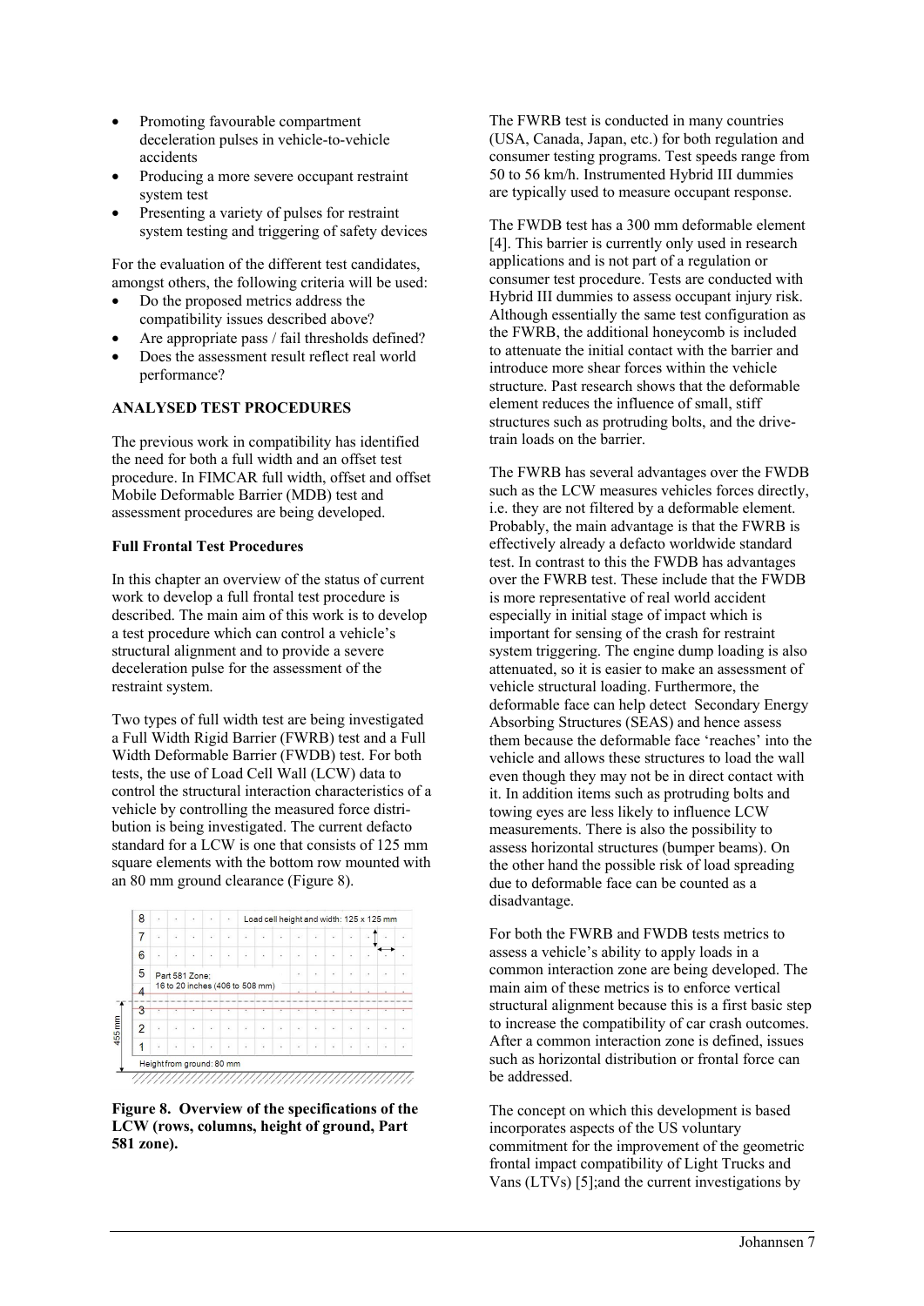- Promoting favourable compartment deceleration pulses in vehicle-to-vehicle accidents
- Producing a more severe occupant restraint system test
- Presenting a variety of pulses for restraint system testing and triggering of safety devices

For the evaluation of the different test candidates, amongst others, the following criteria will be used:

- Do the proposed metrics address the compatibility issues described above?
- Are appropriate pass / fail thresholds defined?
- Does the assessment result reflect real world performance?

## ANALYSED TEST PROCEDURES

The previous work in compatibility has identified the need for both a full width and an offset test procedure. In FIMCAR full width, offset and offset Mobile Deformable Barrier (MDB) test and assessment procedures are being developed.

### Full Frontal Test Procedures

In this chapter an overview of the status of current work to develop a full frontal test procedure is described. The main aim of this work is to develop a test procedure which can control a vehicle's structural alignment and to provide a severe deceleration pulse for the assessment of the restraint system.

Two types of full width test are being investigated a Full Width Rigid Barrier (FWRB) test and a Full Width Deformable Barrier (FWDB) test. For both tests, the use of Load Cell Wall (LCW) data to control the structural interaction characteristics of a vehicle by controlling the measured force distribution is being investigated. The current defacto standard for a LCW is one that consists of 125 mm square elements with the bottom row mounted with an 80 mm ground clearance (Figure 8).

**Figure 8. Overview of the specifications of the LCW (rows, columns, height of ground, Part 581 zone).**

The FWRB test is conducted in many countries (USA, Canada, Japan, etc.) for both regulation and consumer testing programs. Test speeds range from 50 to 56 km/h. Instrumented Hybrid III dummies are typically used to measure occupant response.

The FWDB test has a 300 mm deformable element [4]. This barrier is currently only used in research applications and is not part of a regulation or consumer test procedure. Tests are conducted with Hybrid III dummies to assess occupant injury risk. Although essentially the same test configuration as the FWRB, the additional honeycomb is included to attenuate the initial contact with the barrier and introduce more shear forces within the vehicle structure. Past research shows that the deformable element reduces the influence of small, stiff structures such as protruding bolts, and the drive-train loads on the barrier.

The FWRB has several advantages over the FWDB such as the LCW measures vehicles forces directly, i.e. they are not filtered by a deformable element. Probably, the main advantage is that the FWRB is effectively already a defacto worldwide standard test. In contrast to this the FWDB has advantages over the FWRB test. These include that the FWDB is more representative of real world accident especially in initial stage of impact which is important for sensing of the crash for restraint system triggering. The engine dump loading is also attenuated, so it is easier to make an assessment of vehicle structural loading. Furthermore, the deformable face can help detect Secondary Energy Absorbing Structures (SEAS) and hence assess them because the deformable face 'reaches' into the vehicle and allows these structures to load the wall even though they may not be in direct contact with it. In addition items such as protruding bolts and towing eyes are less likely to influence LCW measurements. There is also the possibility to assess horizontal structures (bumper beams). On the other hand the possible risk of load spreading due to deformable face can be counted as a disadvantage.

For both the FWRB and FWDB tests metrics to assess a vehicle's ability to apply loads in a common interaction zone are being developed. The main aim of these metrics is to enforce vertical structural alignment because this is a first basic step to increase the compatibility of car crash outcomes. After a common interaction zone is defined, issues such as horizontal distribution or frontal force can be addressed.

The concept on which this development is based incorporates aspects of the US voluntary commitment for the improvement of the geometric frontal impact compatibility of Light Trucks and Vans (LTVs) [5];and the current investigations by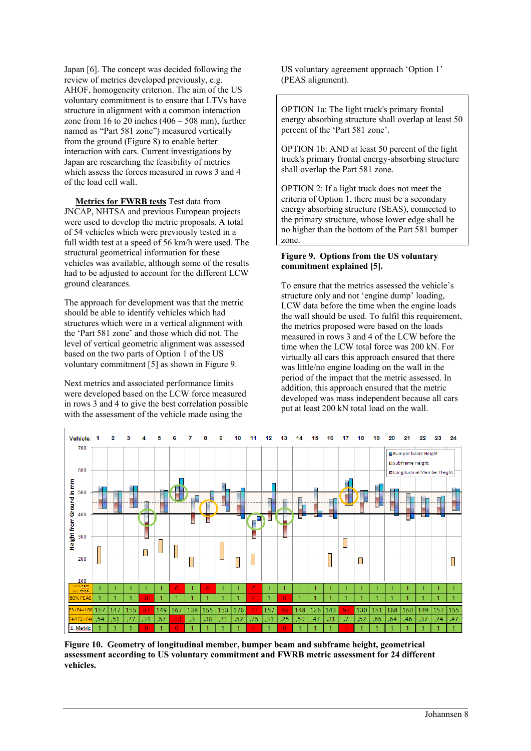Japan [6]. The concept was decided following the review of metrics developed previously, e.g. AHOF, homogeneity criterion. The aim of the US voluntary commitment is to ensure that LTVs have structure in alignment with a common interaction zone from 16 to 20 inches (406 – 508 mm), further named as "Part 581 zone") measured vertically from the ground (Figure 8) to enable better interaction with cars. Current investigations by Japan are researching the feasibility of metrics which assess the forces measured in rows 3 and 4 of the load cell wall.

**Metrics for FWRB tests** Test data from JNCAP, NHTSA and previous European projects were used to develop the metric proposals. A total of 54 vehicles which were previously tested in a full width test at a speed of 56 km/h were used. The structural geometrical information for these vehicles was available, although some of the results had to be adjusted to account for the different LCW ground clearances.

The approach for development was that the metric should be able to identify vehicles which had structures which were in a vertical alignment with the 'Part 581 zone' and those which did not. The level of vertical geometric alignment was assessed based on the two parts of Option 1 of the US voluntary commitment [5] as shown in Figure 9.

Next metrics and associated performance limits were developed based on the LCW force measured in rows 3 and 4 to give the best correlation possible with the assessment of the vehicle made using the US voluntary agreement approach 'Option 1' (PEAS alignment).

> OPTION 1a: The light truck's primary frontal energy absorbing structure shall overlap at least 50 percent of the 'Part 581 zone'.
>
> OPTION 1b: AND at least 50 percent of the light truck's primary frontal energy-absorbing structure shall overlap the Part 581 zone.
>
> OPTION 2: If a light truck does not meet the criteria of Option 1, there must be a secondary energy absorbing structure (SEAS), connected to the primary structure, whose lower edge shall be no higher than the bottom of the Part 581 bumper zone.

**Figure 9. Options from the US voluntary commitment explained [5].**

To ensure that the metrics assessed the vehicle's structure only and not 'engine dump' loading, LCW data before the time when the engine loads the wall should be used. To fulfil this requirement, the metrics proposed were based on the loads measured in rows 3 and 4 of the LCW before the time when the LCW total force was 200 kN. For virtually all cars this approach ensured that there was little/no engine loading on the wall in the period of the impact that the metric assessed. In addition, this approach ensured that the metric developed was mass independent because all cars put at least 200 kN total load on the wall.

| Vehicle: | 1 | 2 | 3 | 4 | 5 | 6 | 7 | 8 | 9 | 10 | 11 | 12 | 13 | 14 | 15 | 16 | 17 | 18 | 19 | 20 | 21 | 22 | 23 | 24 |
|---|---|---|---|---|---|---|---|---|---|---|---|---|---|---|---|---|---|---|---|---|---|---|---|---|
| 50% part 581 zone | 1 | 1 | 1 | 1 | 1 | 0 | 1 | 0 | 1 | 1 | 0 | 1 | 1 | 1 | 1 | 1 | 1 | 1 | 1 | 1 | 1 | 1 | 1 | 1 |
| 50% PEAS | 1 | 1 | 1 | 0 | 1 | 1 | 1 | 1 | 1 | 1 | 0 | 1 | 0 | 1 | 1 | 1 | 1 | 1 | 1 | 1 | 1 | 1 | 1 | 1 |
| F3+F4>100 | 167 | 147 | 155 | 87 | 149 | 167 | 138 | 155 | 153 | 176 | 73 | 157 | 86 | 148 | 126 | 143 | 97 | 130 | 151 | 168 | 160 | 149 | 152 | 155 |
| F4/(F3+F4) | ,54 | ,51 | ,77 | ,31 | ,57 | ,93 | ,3 | ,38 | ,71 | ,52 | ,25 | ,31 | ,25 | ,59 | ,47 | ,31 | ,7 | ,52 | ,65 | ,64 | ,46 | ,37 | ,24 | ,47 |
| 1. Metric | 1 | 1 | 1 | 0 | 1 | 0 | 1 | 1 | 1 | 1 | 0 | 1 | 0 | 1 | 1 | 1 | 0 | 1 | 1 | 1 | 1 | 1 | 1 | 1 |

**Figure 10. Geometry of longitudinal member, bumper beam and subframe height, geometrical assessment according to US voluntary commitment and FWRB metric assessment for 24 different vehicles.**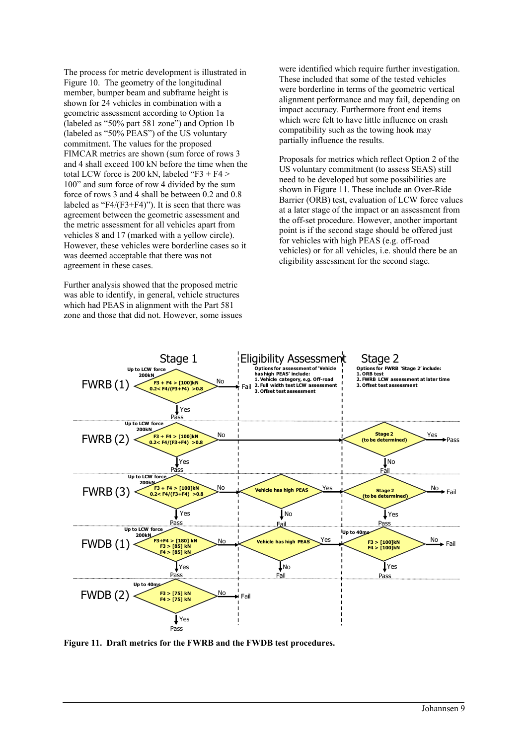The process for metric development is illustrated in Figure 10. The geometry of the longitudinal member, bumper beam and subframe height is shown for 24 vehicles in combination with a geometric assessment according to Option 1a (labeled as "50% part 581 zone") and Option 1b (labeled as "50% PEAS") of the US voluntary commitment. The values for the proposed FIMCAR metrics are shown (sum force of rows 3 and 4 shall exceed 100 kN before the time when the total LCW force is 200 kN, labeled "F3 + F4 > 100" and sum force of row 4 divided by the sum force of rows 3 and 4 shall be between 0.2 and 0.8 labeled as "F4/(F3+F4)"). It is seen that there was agreement between the geometric assessment and the metric assessment for all vehicles apart from vehicles 8 and 17 (marked with a yellow circle). However, these vehicles were borderline cases so it was deemed acceptable that there was not agreement in these cases.

Further analysis showed that the proposed metric was able to identify, in general, vehicle structures which had PEAS in alignment with the Part 581 zone and those that did not. However, some issues were identified which require further investigation. These included that some of the tested vehicles were borderline in terms of the geometric vertical alignment performance and may fail, depending on impact accuracy. Furthermore front end items which were felt to have little influence on crash compatibility such as the towing hook may partially influence the results.

Proposals for metrics which reflect Option 2 of the US voluntary commitment (to assess SEAS) still need to be developed but some possibilities are shown in Figure 11. These include an Over-Ride Barrier (ORB) test, evaluation of LCW force values at a later stage of the impact or an assessment from the off-set procedure. However, another important point is if the second stage should be offered just for vehicles with high PEAS (e.g. off-road vehicles) or for all vehicles, i.e. should there be an eligibility assessment for the second stage.

**Figure 11. Draft metrics for the FWRB and the FWDB test procedures.**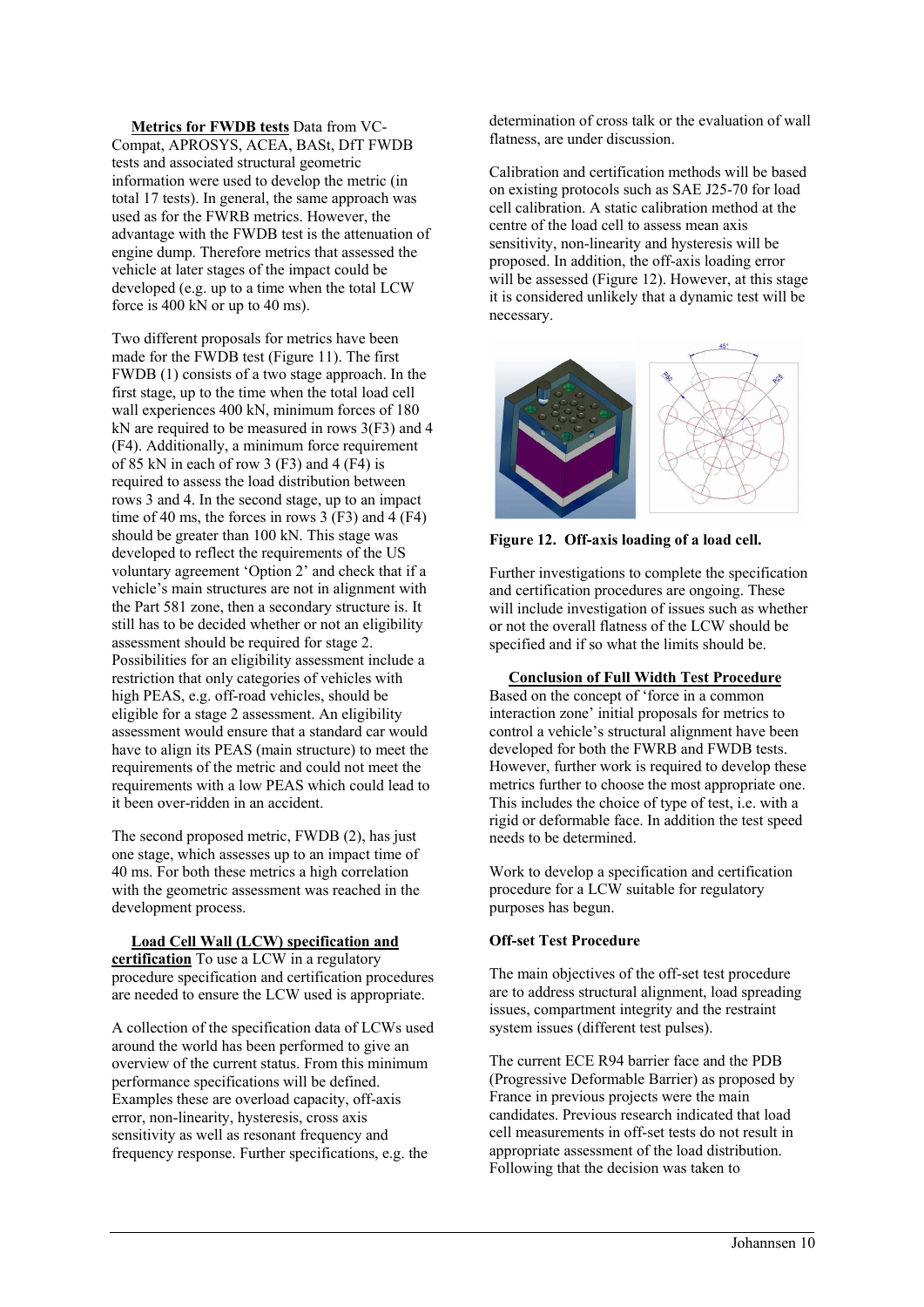**Metrics for FWDB tests** Data from VC-Compat, APROSYS, ACEA, BASt, DfT FWDB tests and associated structural geometric information were used to develop the metric (in total 17 tests). In general, the same approach was used as for the FWRB metrics. However, the advantage with the FWDB test is the attenuation of engine dump. Therefore metrics that assessed the vehicle at later stages of the impact could be developed (e.g. up to a time when the total LCW force is 400 kN or up to 40 ms).

Two different proposals for metrics have been made for the FWDB test (Figure 11). The first FWDB (1) consists of a two stage approach. In the first stage, up to the time when the total load cell wall experiences 400 kN, minimum forces of 180 kN are required to be measured in rows 3(F3) and 4 (F4). Additionally, a minimum force requirement of 85 kN in each of row 3 (F3) and 4 (F4) is required to assess the load distribution between rows 3 and 4. In the second stage, up to an impact time of 40 ms, the forces in rows 3 (F3) and 4 (F4) should be greater than 100 kN. This stage was developed to reflect the requirements of the US voluntary agreement 'Option 2' and check that if a vehicle's main structures are not in alignment with the Part 581 zone, then a secondary structure is. It still has to be decided whether or not an eligibility assessment should be required for stage 2. Possibilities for an eligibility assessment include a restriction that only categories of vehicles with high PEAS, e.g. off-road vehicles, should be eligible for a stage 2 assessment. An eligibility assessment would ensure that a standard car would have to align its PEAS (main structure) to meet the requirements of the metric and could not meet the requirements with a low PEAS which could lead to it been over-ridden in an accident.

The second proposed metric, FWDB (2), has just one stage, which assesses up to an impact time of 40 ms. For both these metrics a high correlation with the geometric assessment was reached in the development process.

**Load Cell Wall (LCW) specification and certification** To use a LCW in a regulatory procedure specification and certification procedures are needed to ensure the LCW used is appropriate.

A collection of the specification data of LCWs used around the world has been performed to give an overview of the current status. From this minimum performance specifications will be defined. Examples these are overload capacity, off-axis error, non-linearity, hysteresis, cross axis sensitivity as well as resonant frequency and frequency response. Further specifications, e.g. the determination of cross talk or the evaluation of wall flatness, are under discussion.

Calibration and certification methods will be based on existing protocols such as SAE J25-70 for load cell calibration. A static calibration method at the centre of the load cell to assess mean axis sensitivity, non-linearity and hysteresis will be proposed. In addition, the off-axis loading error will be assessed (Figure 12). However, at this stage it is considered unlikely that a dynamic test will be necessary.

**Figure 12. Off-axis loading of a load cell.**

Further investigations to complete the specification and certification procedures are ongoing. These will include investigation of issues such as whether or not the overall flatness of the LCW should be specified and if so what the limits should be.

**Conclusion of Full Width Test Procedure**
Based on the concept of 'force in a common interaction zone' initial proposals for metrics to control a vehicle's structural alignment have been developed for both the FWRB and FWDB tests. However, further work is required to develop these metrics further to choose the most appropriate one. This includes the choice of type of test, i.e. with a rigid or deformable face. In addition the test speed needs to be determined.

Work to develop a specification and certification procedure for a LCW suitable for regulatory purposes has begun.

### Off-set Test Procedure

The main objectives of the off-set test procedure are to address structural alignment, load spreading issues, compartment integrity and the restraint system issues (different test pulses).

The current ECE R94 barrier face and the PDB (Progressive Deformable Barrier) as proposed by France in previous projects were the main candidates. Previous research indicated that load cell measurements in off-set tests do not result in appropriate assessment of the load distribution. Following that the decision was taken to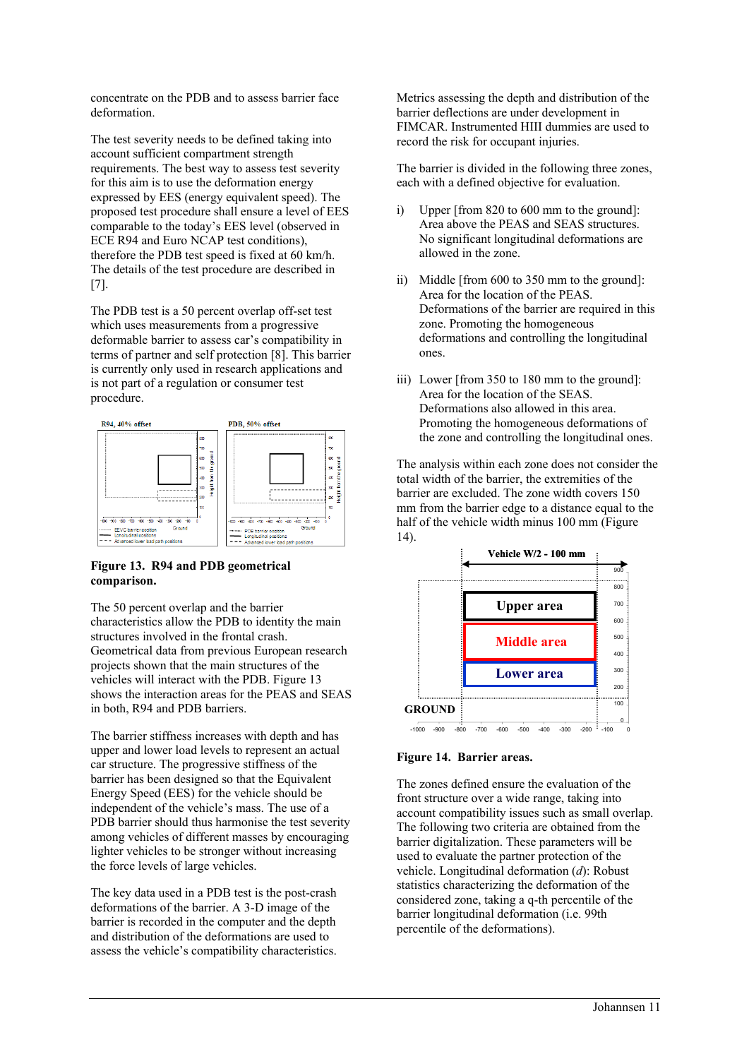concentrate on the PDB and to assess barrier face deformation.

The test severity needs to be defined taking into account sufficient compartment strength requirements. The best way to assess test severity for this aim is to use the deformation energy expressed by EES (energy equivalent speed). The proposed test procedure shall ensure a level of EES comparable to the today's EES level (observed in ECE R94 and Euro NCAP test conditions), therefore the PDB test speed is fixed at 60 km/h. The details of the test procedure are described in [7].

The PDB test is a 50 percent overlap off-set test which uses measurements from a progressive deformable barrier to assess car's compatibility in terms of partner and self protection [8]. This barrier is currently only used in research applications and is not part of a regulation or consumer test procedure.

**Figure 13. R94 and PDB geometrical comparison.**

The 50 percent overlap and the barrier characteristics allow the PDB to identity the main structures involved in the frontal crash. Geometrical data from previous European research projects shown that the main structures of the vehicles will interact with the PDB. Figure 13 shows the interaction areas for the PEAS and SEAS in both, R94 and PDB barriers.

The barrier stiffness increases with depth and has upper and lower load levels to represent an actual car structure. The progressive stiffness of the barrier has been designed so that the Equivalent Energy Speed (EES) for the vehicle should be independent of the vehicle's mass. The use of a PDB barrier should thus harmonise the test severity among vehicles of different masses by encouraging lighter vehicles to be stronger without increasing the force levels of large vehicles.

The key data used in a PDB test is the post-crash deformations of the barrier. A 3-D image of the barrier is recorded in the computer and the depth and distribution of the deformations are used to assess the vehicle's compatibility characteristics.

Metrics assessing the depth and distribution of the barrier deflections are under development in FIMCAR. Instrumented HIII dummies are used to record the risk for occupant injuries.

The barrier is divided in the following three zones, each with a defined objective for evaluation.

i) Upper [from 820 to 600 mm to the ground]: Area above the PEAS and SEAS structures. No significant longitudinal deformations are allowed in the zone.

ii) Middle [from 600 to 350 mm to the ground]: Area for the location of the PEAS. Deformations of the barrier are required in this zone. Promoting the homogeneous deformations and controlling the longitudinal ones.

iii) Lower [from 350 to 180 mm to the ground]: Area for the location of the SEAS. Deformations also allowed in this area. Promoting the homogeneous deformations of the zone and controlling the longitudinal ones.

The analysis within each zone does not consider the total width of the barrier, the extremities of the barrier are excluded. The zone width covers 150 mm from the barrier edge to a distance equal to the half of the vehicle width minus 100 mm (Figure 14).

**Figure 14. Barrier areas.**

The zones defined ensure the evaluation of the front structure over a wide range, taking into account compatibility issues such as small overlap. The following two criteria are obtained from the barrier digitalization. These parameters will be used to evaluate the partner protection of the vehicle. Longitudinal deformation (*d*): Robust statistics characterizing the deformation of the considered zone, taking a q-th percentile of the barrier longitudinal deformation (i.e. 99th percentile of the deformations).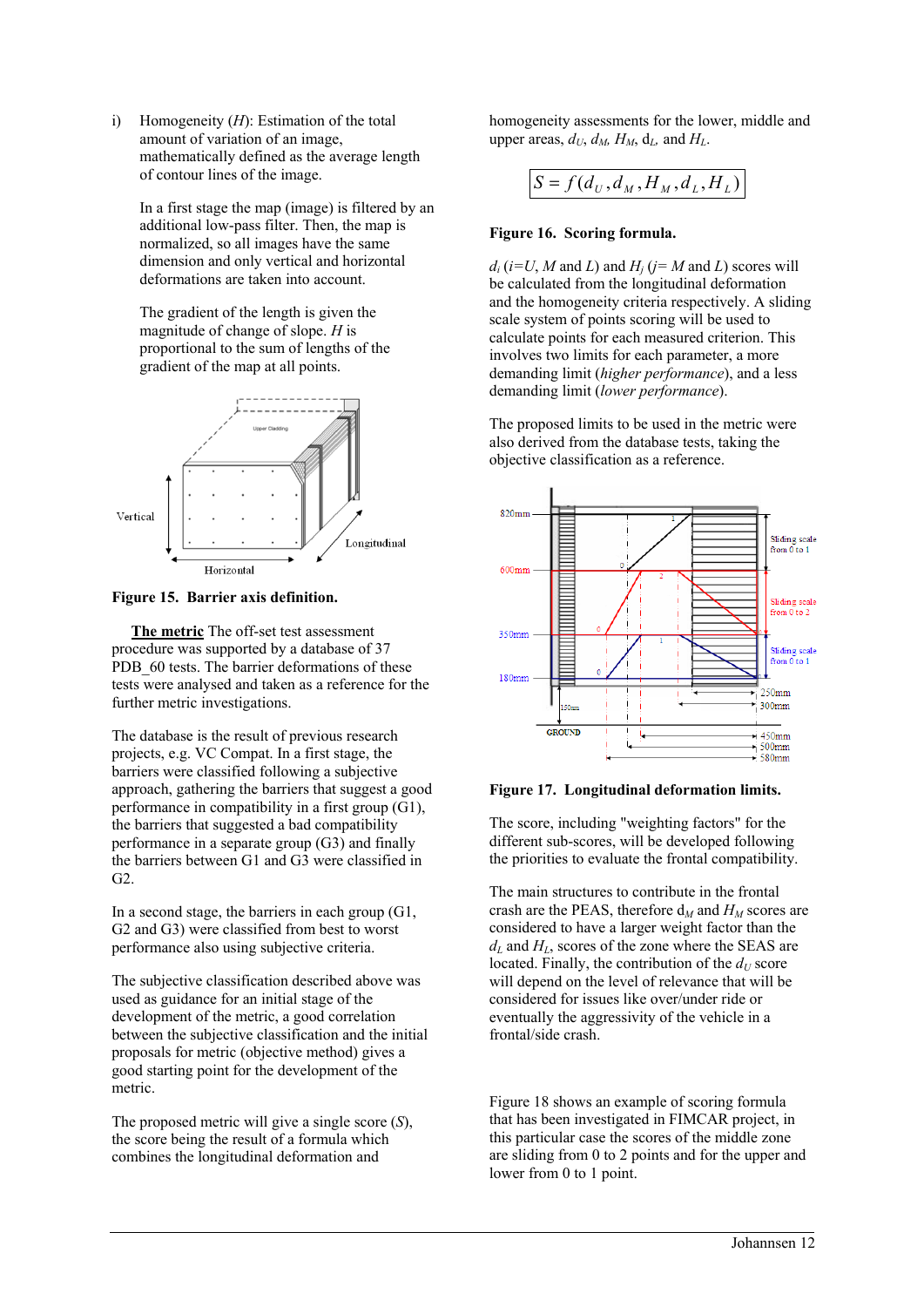i) Homogeneity ($H$): Estimation of the total amount of variation of an image, mathematically defined as the average length of contour lines of the image.

In a first stage the map (image) is filtered by an additional low-pass filter. Then, the map is normalized, so all images have the same dimension and only vertical and horizontal deformations are taken into account.

The gradient of the length is given the magnitude of change of slope. $H$ is proportional to the sum of lengths of the gradient of the map at all points.

**Figure 15. Barrier axis definition.**

**The metric** The off-set test assessment procedure was supported by a database of 37 PDB_60 tests. The barrier deformations of these tests were analysed and taken as a reference for the further metric investigations.

The database is the result of previous research projects, e.g. VC Compat. In a first stage, the barriers were classified following a subjective approach, gathering the barriers that suggest a good performance in compatibility in a first group (G1), the barriers that suggested a bad compatibility performance in a separate group (G3) and finally the barriers between G1 and G3 were classified in G2.

In a second stage, the barriers in each group (G1, G2 and G3) were classified from best to worst performance also using subjective criteria.

The subjective classification described above was used as guidance for an initial stage of the development of the metric, a good correlation between the subjective classification and the initial proposals for metric (objective method) gives a good starting point for the development of the metric.

The proposed metric will give a single score ($S$), the score being the result of a formula which combines the longitudinal deformation and homogeneity assessments for the lower, middle and upper areas, $d_U$, $d_M$, $H_M$, $d_L$, and $H_L$.

$$S = f(d_U, d_M, H_M, d_L, H_L)$$

**Figure 16. Scoring formula.**

$d_i$ ($i$=$U$, $M$ and $L$) and $H_j$ ($j$= $M$ and $L$) scores will be calculated from the longitudinal deformation and the homogeneity criteria respectively. A sliding scale system of points scoring will be used to calculate points for each measured criterion. This involves two limits for each parameter, a more demanding limit (*higher performance*), and a less demanding limit (*lower performance*).

The proposed limits to be used in the metric were also derived from the database tests, taking the objective classification as a reference.

**Figure 17. Longitudinal deformation limits.**

The score, including "weighting factors" for the different sub-scores, will be developed following the priorities to evaluate the frontal compatibility.

The main structures to contribute in the frontal crash are the PEAS, therefore $d_M$ and $H_M$ scores are considered to have a larger weight factor than the $d_L$ and $H_L$, scores of the zone where the SEAS are located. Finally, the contribution of the $d_U$ score will depend on the level of relevance that will be considered for issues like over/under ride or eventually the aggressivity of the vehicle in a frontal/side crash.

Figure 18 shows an example of scoring formula that has been investigated in FIMCAR project, in this particular case the scores of the middle zone are sliding from 0 to 2 points and for the upper and lower from 0 to 1 point.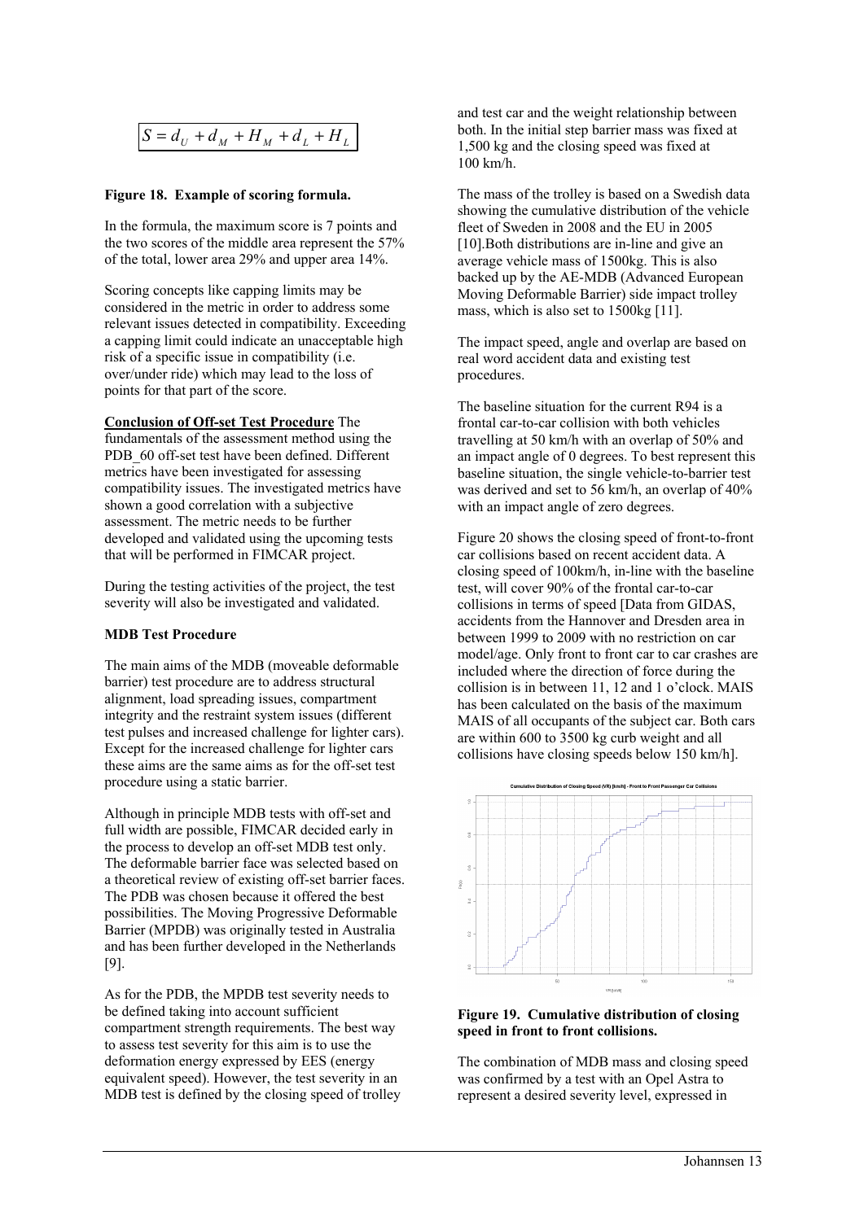$$S = d_U + d_M + H_M + d_L + H_L$$

**Figure 18. Example of scoring formula.**

In the formula, the maximum score is 7 points and the two scores of the middle area represent the 57% of the total, lower area 29% and upper area 14%.

Scoring concepts like capping limits may be considered in the metric in order to address some relevant issues detected in compatibility. Exceeding a capping limit could indicate an unacceptable high risk of a specific issue in compatibility (i.e. over/under ride) which may lead to the loss of points for that part of the score.

**Conclusion of Off-set Test Procedure** The fundamentals of the assessment method using the PDB_60 off-set test have been defined. Different metrics have been investigated for assessing compatibility issues. The investigated metrics have shown a good correlation with a subjective assessment. The metric needs to be further developed and validated using the upcoming tests that will be performed in FIMCAR project.

During the testing activities of the project, the test severity will also be investigated and validated.

**MDB Test Procedure**

The main aims of the MDB (moveable deformable barrier) test procedure are to address structural alignment, load spreading issues, compartment integrity and the restraint system issues (different test pulses and increased challenge for lighter cars). Except for the increased challenge for lighter cars these aims are the same aims as for the off-set test procedure using a static barrier.

Although in principle MDB tests with off-set and full width are possible, FIMCAR decided early in the process to develop an off-set MDB test only. The deformable barrier face was selected based on a theoretical review of existing off-set barrier faces. The PDB was chosen because it offered the best possibilities. The Moving Progressive Deformable Barrier (MPDB) was originally tested in Australia and has been further developed in the Netherlands [9].

As for the PDB, the MPDB test severity needs to be defined taking into account sufficient compartment strength requirements. The best way to assess test severity for this aim is to use the deformation energy expressed by EES (energy equivalent speed). However, the test severity in an MDB test is defined by the closing speed of trolley and test car and the weight relationship between both. In the initial step barrier mass was fixed at 1,500 kg and the closing speed was fixed at 100 km/h.

The mass of the trolley is based on a Swedish data showing the cumulative distribution of the vehicle fleet of Sweden in 2008 and the EU in 2005 [10].Both distributions are in-line and give an average vehicle mass of 1500kg. This is also backed up by the AE-MDB (Advanced European Moving Deformable Barrier) side impact trolley mass, which is also set to 1500kg [11].

The impact speed, angle and overlap are based on real word accident data and existing test procedures.

The baseline situation for the current R94 is a frontal car-to-car collision with both vehicles travelling at 50 km/h with an overlap of 50% and an impact angle of 0 degrees. To best represent this baseline situation, the single vehicle-to-barrier test was derived and set to 56 km/h, an overlap of 40% with an impact angle of zero degrees.

Figure 20 shows the closing speed of front-to-front car collisions based on recent accident data. A closing speed of 100km/h, in-line with the baseline test, will cover 90% of the frontal car-to-car collisions in terms of speed [Data from GIDAS, accidents from the Hannover and Dresden area in between 1999 to 2009 with no restriction on car model/age. Only front to front car to car crashes are included where the direction of force during the collision is in between 11, 12 and 1 o'clock. MAIS has been calculated on the basis of the maximum MAIS of all occupants of the subject car. Both cars are within 600 to 3500 kg curb weight and all collisions have closing speeds below 150 km/h].

**Figure 19. Cumulative distribution of closing speed in front to front collisions.**

The combination of MDB mass and closing speed was confirmed by a test with an Opel Astra to represent a desired severity level, expressed in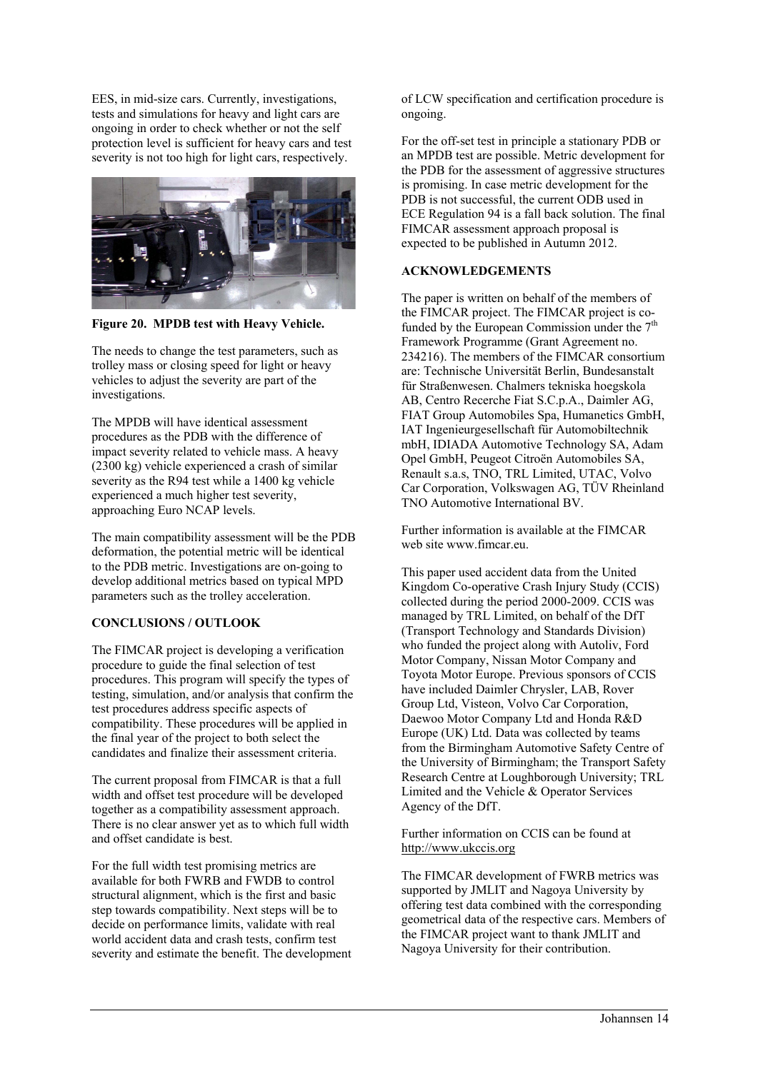EES, in mid-size cars. Currently, investigations, tests and simulations for heavy and light cars are ongoing in order to check whether or not the self protection level is sufficient for heavy cars and test severity is not too high for light cars, respectively.

**Figure 20. MPDB test with Heavy Vehicle.**

The needs to change the test parameters, such as trolley mass or closing speed for light or heavy vehicles to adjust the severity are part of the investigations.

The MPDB will have identical assessment procedures as the PDB with the difference of impact severity related to vehicle mass. A heavy (2300 kg) vehicle experienced a crash of similar severity as the R94 test while a 1400 kg vehicle experienced a much higher test severity, approaching Euro NCAP levels.

The main compatibility assessment will be the PDB deformation, the potential metric will be identical to the PDB metric. Investigations are on-going to develop additional metrics based on typical MPD parameters such as the trolley acceleration.

## CONCLUSIONS / OUTLOOK

The FIMCAR project is developing a verification procedure to guide the final selection of test procedures. This program will specify the types of testing, simulation, and/or analysis that confirm the test procedures address specific aspects of compatibility. These procedures will be applied in the final year of the project to both select the candidates and finalize their assessment criteria.

The current proposal from FIMCAR is that a full width and offset test procedure will be developed together as a compatibility assessment approach. There is no clear answer yet as to which full width and offset candidate is best.

For the full width test promising metrics are available for both FWRB and FWDB to control structural alignment, which is the first and basic step towards compatibility. Next steps will be to decide on performance limits, validate with real world accident data and crash tests, confirm test severity and estimate the benefit. The development of LCW specification and certification procedure is ongoing.

For the off-set test in principle a stationary PDB or an MPDB test are possible. Metric development for the PDB for the assessment of aggressive structures is promising. In case metric development for the PDB is not successful, the current ODB used in ECE Regulation 94 is a fall back solution. The final FIMCAR assessment approach proposal is expected to be published in Autumn 2012.

## ACKNOWLEDGEMENTS

The paper is written on behalf of the members of the FIMCAR project. The FIMCAR project is co-funded by the European Commission under the 7th Framework Programme (Grant Agreement no. 234216). The members of the FIMCAR consortium are: Technische Universität Berlin, Bundesanstalt für Straßenwesen. Chalmers tekniska hoegskola AB, Centro Recerche Fiat S.C.p.A., Daimler AG, FIAT Group Automobiles Spa, Humanetics GmbH, IAT Ingenieurgesellschaft für Automobiltechnik mbH, IDIADA Automotive Technology SA, Adam Opel GmbH, Peugeot Citroën Automobiles SA, Renault s.a.s, TNO, TRL Limited, UTAC, Volvo Car Corporation, Volkswagen AG, TÜV Rheinland TNO Automotive International BV.

Further information is available at the FIMCAR web site www.fimcar.eu.

This paper used accident data from the United Kingdom Co-operative Crash Injury Study (CCIS) collected during the period 2000-2009. CCIS was managed by TRL Limited, on behalf of the DfT (Transport Technology and Standards Division) who funded the project along with Autoliv, Ford Motor Company, Nissan Motor Company and Toyota Motor Europe. Previous sponsors of CCIS have included Daimler Chrysler, LAB, Rover Group Ltd, Visteon, Volvo Car Corporation, Daewoo Motor Company Ltd and Honda R&D Europe (UK) Ltd. Data was collected by teams from the Birmingham Automotive Safety Centre of the University of Birmingham; the Transport Safety Research Centre at Loughborough University; TRL Limited and the Vehicle & Operator Services Agency of the DfT.

Further information on CCIS can be found at http://www.ukccis.org

The FIMCAR development of FWRB metrics was supported by JMLIT and Nagoya University by offering test data combined with the corresponding geometrical data of the respective cars. Members of the FIMCAR project want to thank JMLIT and Nagoya University for their contribution.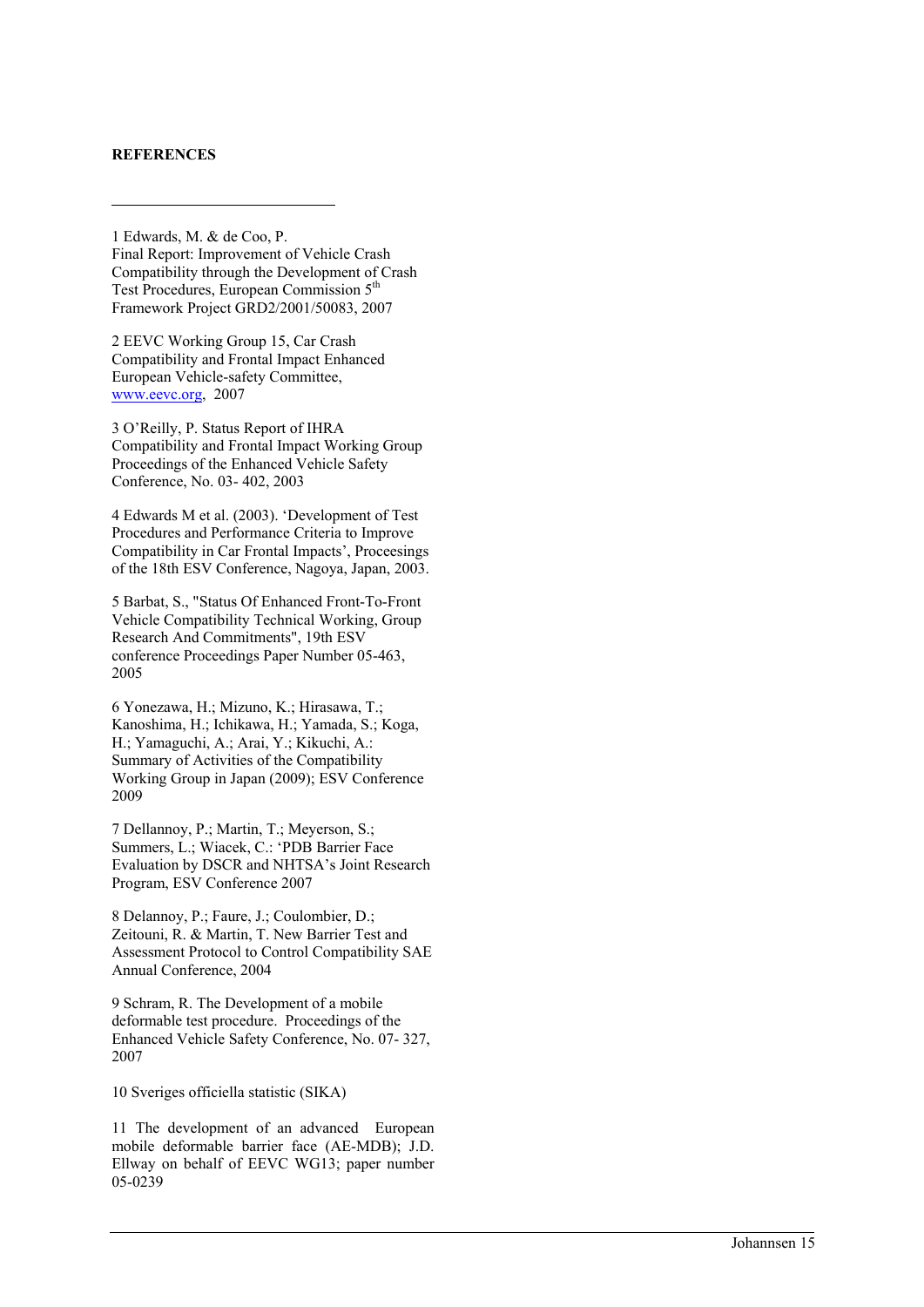**REFERENCES**

1 Edwards, M. & de Coo, P.
Final Report: Improvement of Vehicle Crash Compatibility through the Development of Crash Test Procedures, European Commission 5th Framework Project GRD2/2001/50083, 2007

2 EEVC Working Group 15, Car Crash Compatibility and Frontal Impact Enhanced European Vehicle-safety Committee, www.eevc.org, 2007

3 O'Reilly, P. Status Report of IHRA Compatibility and Frontal Impact Working Group Proceedings of the Enhanced Vehicle Safety Conference, No. 03- 402, 2003

4 Edwards M et al. (2003). 'Development of Test Procedures and Performance Criteria to Improve Compatibility in Car Frontal Impacts', Proceesings of the 18th ESV Conference, Nagoya, Japan, 2003.

5 Barbat, S., "Status Of Enhanced Front-To-Front Vehicle Compatibility Technical Working, Group Research And Commitments", 19th ESV conference Proceedings Paper Number 05-463, 2005

6 Yonezawa, H.; Mizuno, K.; Hirasawa, T.; Kanoshima, H.; Ichikawa, H.; Yamada, S.; Koga, H.; Yamaguchi, A.; Arai, Y.; Kikuchi, A.: Summary of Activities of the Compatibility Working Group in Japan (2009); ESV Conference 2009

7 Dellannoy, P.; Martin, T.; Meyerson, S.; Summers, L.; Wiacek, C.: 'PDB Barrier Face Evaluation by DSCR and NHTSA's Joint Research Program, ESV Conference 2007

8 Delannoy, P.; Faure, J.; Coulombier, D.; Zeitouni, R. & Martin, T. New Barrier Test and Assessment Protocol to Control Compatibility SAE Annual Conference, 2004

9 Schram, R. The Development of a mobile deformable test procedure. Proceedings of the Enhanced Vehicle Safety Conference, No. 07- 327, 2007

10 Sveriges officiella statistic (SIKA)

11 The development of an advanced European mobile deformable barrier face (AE-MDB); J.D. Ellway on behalf of EEVC WG13; paper number 05-0239